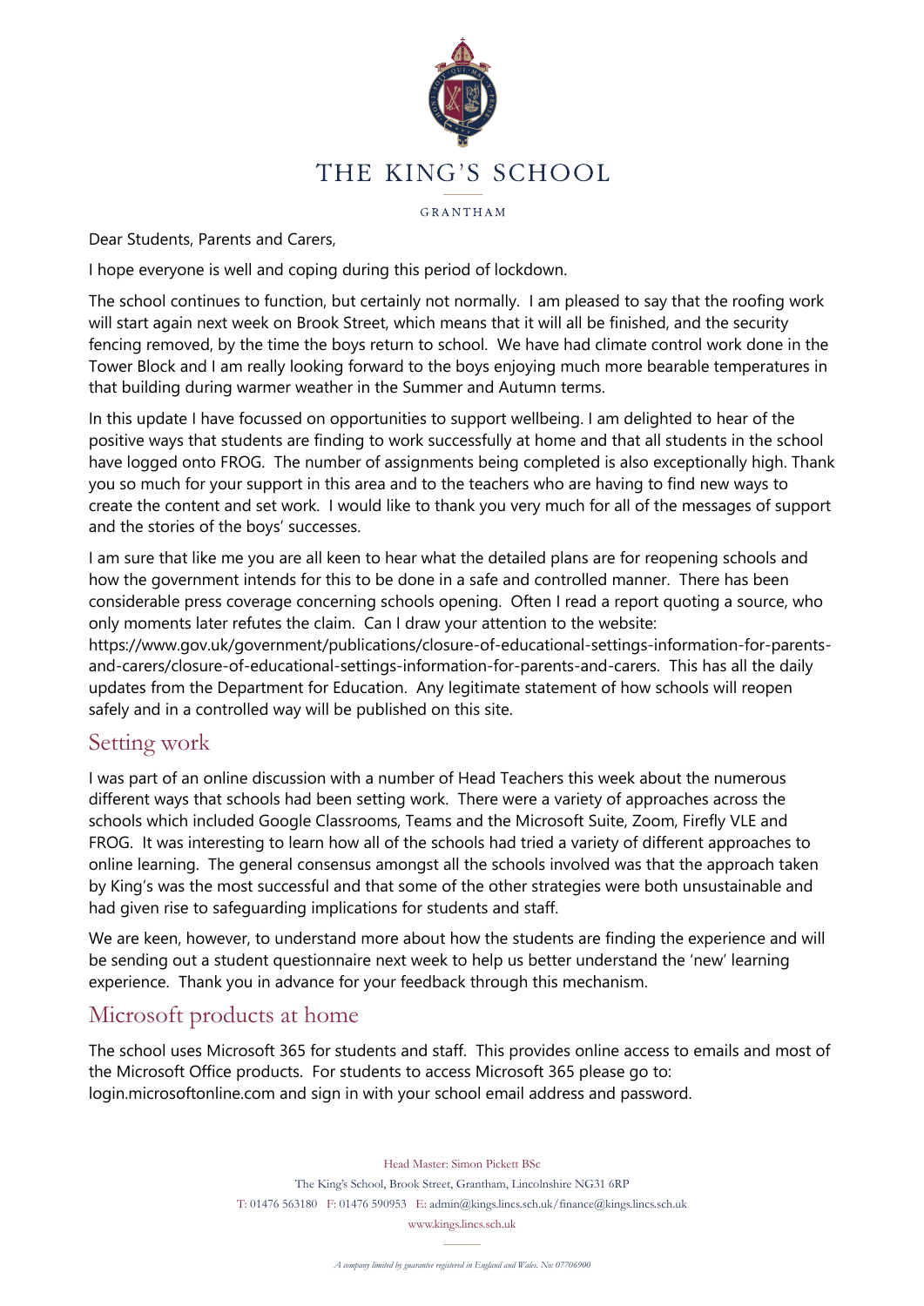# THE KING'S SCHOOL

GRANTHAM

Dear Students, Parents and Carers,

I hope everyone is well and coping during this period of lockdown.

The school continues to function, but certainly not normally. I am pleased to say that the roofing work will start again next week on Brook Street, which means that it will all be finished, and the security fencing removed, by the time the boys return to school. We have had climate control work done in the Tower Block and I am really looking forward to the boys enjoying much more bearable temperatures in that building during warmer weather in the Summer and Autumn terms.

In this update I have focussed on opportunities to support wellbeing. I am delighted to hear of the positive ways that students are finding to work successfully at home and that all students in the school have logged onto FROG. The number of assignments being completed is also exceptionally high. Thank you so much for your support in this area and to the teachers who are having to find new ways to create the content and set work. I would like to thank you very much for all of the messages of support and the stories of the boys' successes.

I am sure that like me you are all keen to hear what the detailed plans are for reopening schools and how the government intends for this to be done in a safe and controlled manner. There has been considerable press coverage concerning schools opening. Often I read a report quoting a source, who only moments later refutes the claim. Can I draw your attention to the website: https://www.gov.uk/government/publications/closure-of-educational-settings-information-for-parents-and-carers/closure-of-educational-settings-information-for-parents-and-carers. This has all the daily updates from the Department for Education. Any legitimate statement of how schools will reopen safely and in a controlled way will be published on this site.

## Setting work

I was part of an online discussion with a number of Head Teachers this week about the numerous different ways that schools had been setting work. There were a variety of approaches across the schools which included Google Classrooms, Teams and the Microsoft Suite, Zoom, Firefly VLE and FROG. It was interesting to learn how all of the schools had tried a variety of different approaches to online learning. The general consensus amongst all the schools involved was that the approach taken by King's was the most successful and that some of the other strategies were both unsustainable and had given rise to safeguarding implications for students and staff.

We are keen, however, to understand more about how the students are finding the experience and will be sending out a student questionnaire next week to help us better understand the 'new' learning experience. Thank you in advance for your feedback through this mechanism.

## Microsoft products at home

The school uses Microsoft 365 for students and staff. This provides online access to emails and most of the Microsoft Office products. For students to access Microsoft 365 please go to: login.microsoftonline.com and sign in with your school email address and password.

Head Master: Simon Pickett BSc

The King's School, Brook Street, Grantham, Lincolnshire NG31 6RP

T: 01476 563180 F: 01476 590953 E: admin@kings.lincs.sch.uk/finance@kings.lincs.sch.uk

www.kings.lincs.sch.uk

*A company limited by guarantee registered in England and Wales. No: 07706900*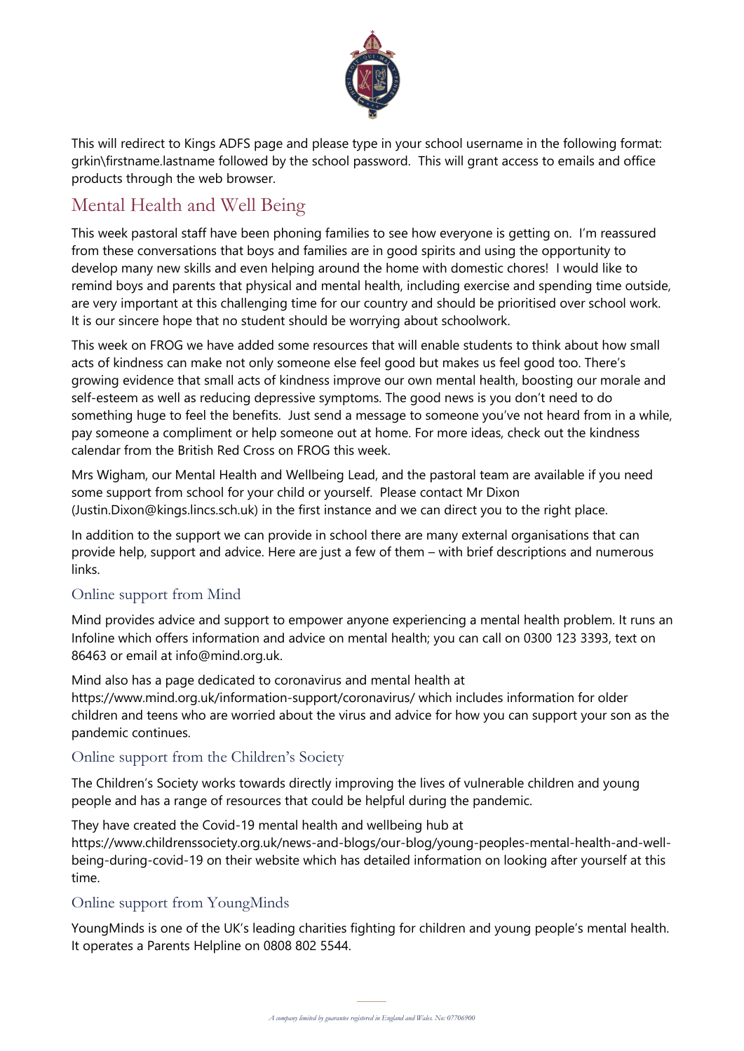This will redirect to Kings ADFS page and please type in your school username in the following format: grkin\firstname.lastname followed by the school password. This will grant access to emails and office products through the web browser.

## Mental Health and Well Being

This week pastoral staff have been phoning families to see how everyone is getting on. I'm reassured from these conversations that boys and families are in good spirits and using the opportunity to develop many new skills and even helping around the home with domestic chores! I would like to remind boys and parents that physical and mental health, including exercise and spending time outside, are very important at this challenging time for our country and should be prioritised over school work. It is our sincere hope that no student should be worrying about schoolwork.

This week on FROG we have added some resources that will enable students to think about how small acts of kindness can make not only someone else feel good but makes us feel good too. There's growing evidence that small acts of kindness improve our own mental health, boosting our morale and self-esteem as well as reducing depressive symptoms. The good news is you don't need to do something huge to feel the benefits. Just send a message to someone you've not heard from in a while, pay someone a compliment or help someone out at home. For more ideas, check out the kindness calendar from the British Red Cross on FROG this week.

Mrs Wigham, our Mental Health and Wellbeing Lead, and the pastoral team are available if you need some support from school for your child or yourself. Please contact Mr Dixon (Justin.Dixon@kings.lincs.sch.uk) in the first instance and we can direct you to the right place.

In addition to the support we can provide in school there are many external organisations that can provide help, support and advice. Here are just a few of them – with brief descriptions and numerous links.

### Online support from Mind

Mind provides advice and support to empower anyone experiencing a mental health problem. It runs an Infoline which offers information and advice on mental health; you can call on 0300 123 3393, text on 86463 or email at info@mind.org.uk.

Mind also has a page dedicated to coronavirus and mental health at https://www.mind.org.uk/information-support/coronavirus/ which includes information for older children and teens who are worried about the virus and advice for how you can support your son as the pandemic continues.

### Online support from the Children's Society

The Children's Society works towards directly improving the lives of vulnerable children and young people and has a range of resources that could be helpful during the pandemic.

They have created the Covid-19 mental health and wellbeing hub at https://www.childrenssociety.org.uk/news-and-blogs/our-blog/young-peoples-mental-health-and-well-being-during-covid-19 on their website which has detailed information on looking after yourself at this time.

### Online support from YoungMinds

YoungMinds is one of the UK's leading charities fighting for children and young people's mental health. It operates a Parents Helpline on 0808 802 5544.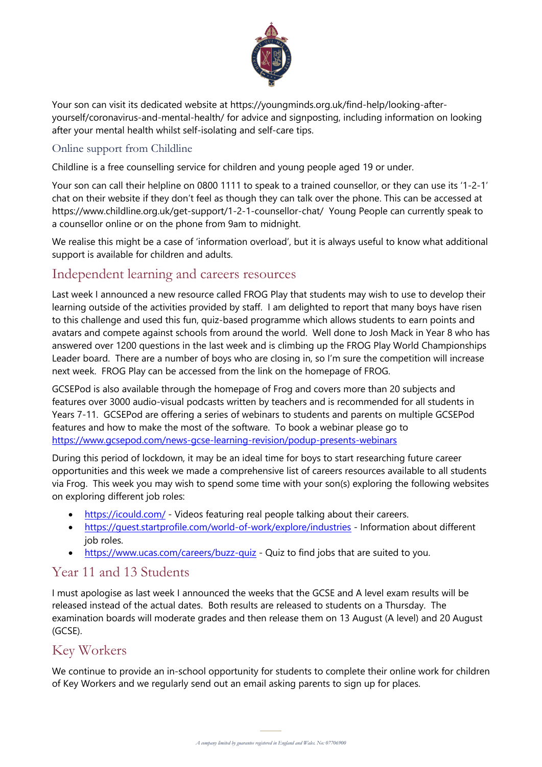Your son can visit its dedicated website at https://youngminds.org.uk/find-help/looking-after-yourself/coronavirus-and-mental-health/ for advice and signposting, including information on looking after your mental health whilst self-isolating and self-care tips.

### Online support from Childline

Childline is a free counselling service for children and young people aged 19 or under.

Your son can call their helpline on 0800 1111 to speak to a trained counsellor, or they can use its '1-2-1' chat on their website if they don't feel as though they can talk over the phone. This can be accessed at https://www.childline.org.uk/get-support/1-2-1-counsellor-chat/ Young People can currently speak to a counsellor online or on the phone from 9am to midnight.

We realise this might be a case of 'information overload', but it is always useful to know what additional support is available for children and adults.

## Independent learning and careers resources

Last week I announced a new resource called FROG Play that students may wish to use to develop their learning outside of the activities provided by staff. I am delighted to report that many boys have risen to this challenge and used this fun, quiz-based programme which allows students to earn points and avatars and compete against schools from around the world. Well done to Josh Mack in Year 8 who has answered over 1200 questions in the last week and is climbing up the FROG Play World Championships Leader board. There are a number of boys who are closing in, so I'm sure the competition will increase next week. FROG Play can be accessed from the link on the homepage of FROG.

GCSEPod is also available through the homepage of Frog and covers more than 20 subjects and features over 3000 audio-visual podcasts written by teachers and is recommended for all students in Years 7-11. GCSEPod are offering a series of webinars to students and parents on multiple GCSEPod features and how to make the most of the software. To book a webinar please go to https://www.gcsepod.com/news-gcse-learning-revision/podup-presents-webinars

During this period of lockdown, it may be an ideal time for boys to start researching future career opportunities and this week we made a comprehensive list of careers resources available to all students via Frog. This week you may wish to spend some time with your son(s) exploring the following websites on exploring different job roles:

- https://icould.com/ - Videos featuring real people talking about their careers.
- https://guest.startprofile.com/world-of-work/explore/industries - Information about different job roles.
- https://www.ucas.com/careers/buzz-quiz - Quiz to find jobs that are suited to you.

## Year 11 and 13 Students

I must apologise as last week I announced the weeks that the GCSE and A level exam results will be released instead of the actual dates. Both results are released to students on a Thursday. The examination boards will moderate grades and then release them on 13 August (A level) and 20 August (GCSE).

## Key Workers

We continue to provide an in-school opportunity for students to complete their online work for children of Key Workers and we regularly send out an email asking parents to sign up for places.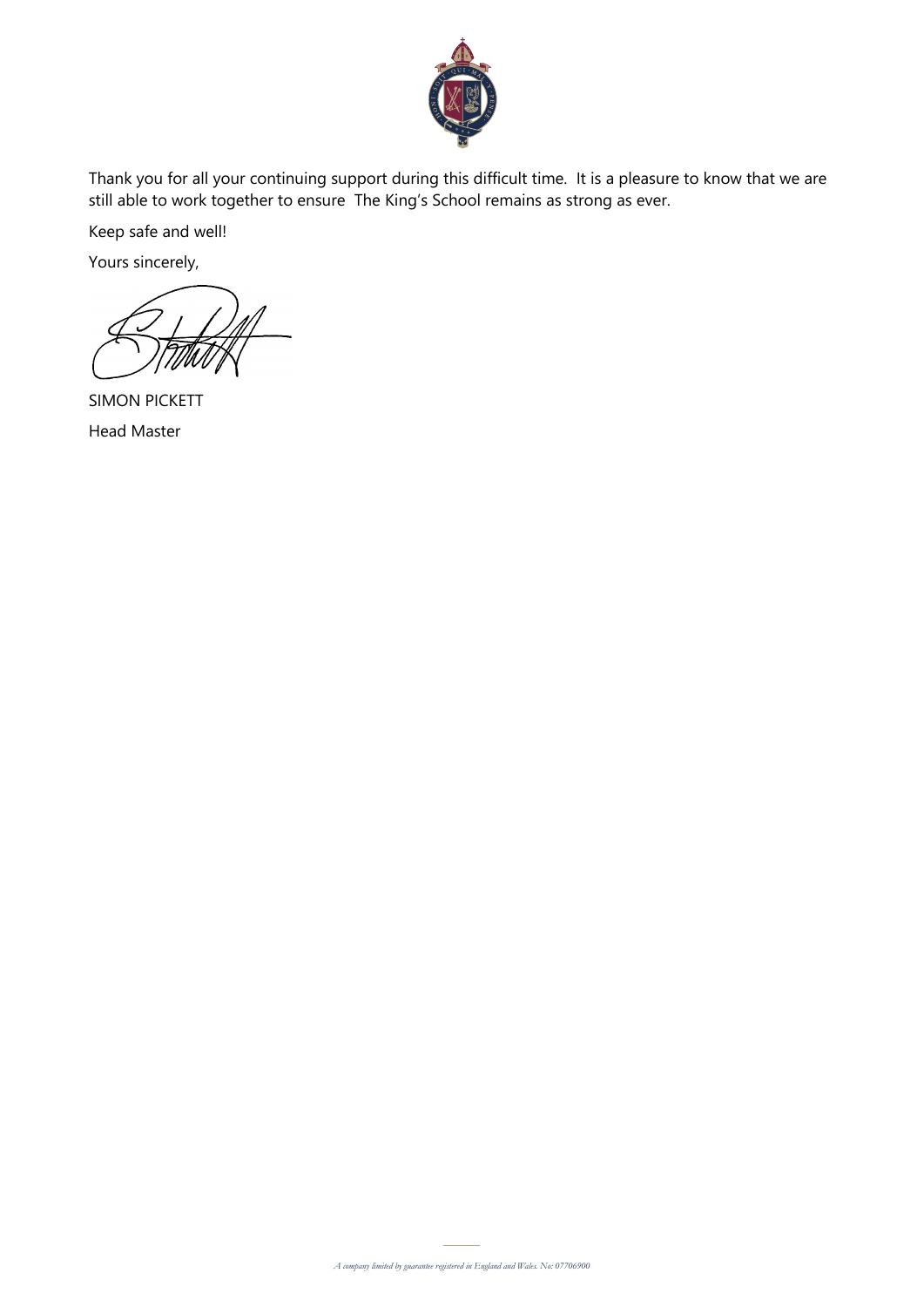Thank you for all your continuing support during this difficult time. It is a pleasure to know that we are still able to work together to ensure The King's School remains as strong as ever.

Keep safe and well!

Yours sincerely,

SIMON PICKETT

Head Master

*A company limited by guarantee registered in England and Wales. No: 07706900*